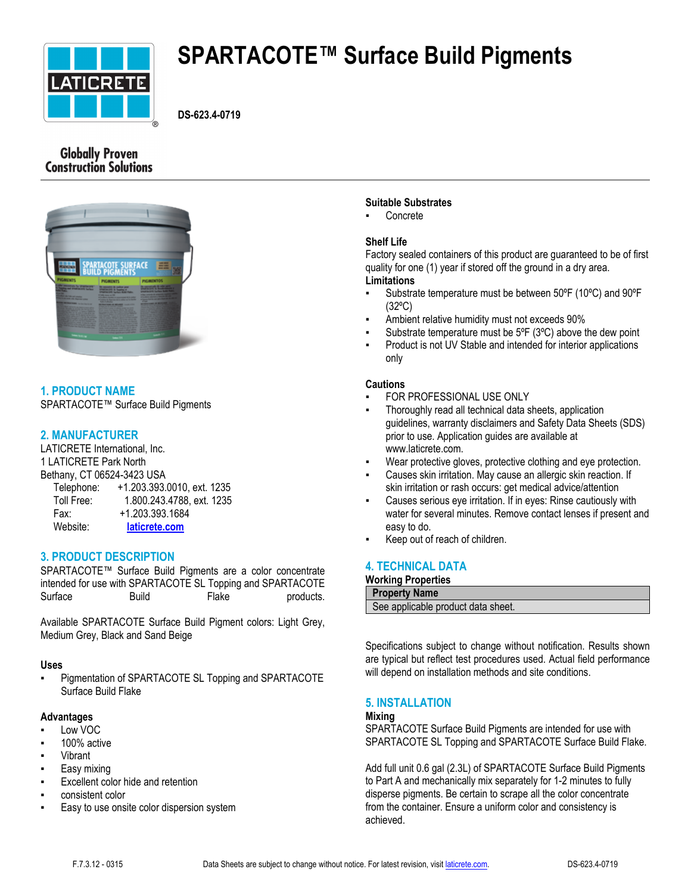# SPARTACOTE™ Surface Build Pigments

**DS-623.4-0719**

Globally Proven Construction Solutions

## 1. PRODUCT NAME

SPARTACOTE™ Surface Build Pigments

## 2. MANUFACTURER

LATICRETE International, Inc.
1 LATICRETE Park North
Bethany, CT 06524-3423 USA

Telephone: +1.203.393.0010, ext. 1235
Toll Free: 1.800.243.4788, ext. 1235
Fax: +1.203.393.1684
Website: laticrete.com

## 3. PRODUCT DESCRIPTION

SPARTACOTE™ Surface Build Pigments are a color concentrate intended for use with SPARTACOTE SL Topping and SPARTACOTE Surface Build Flake products.

Available SPARTACOTE Surface Build Pigment colors: Light Grey, Medium Grey, Black and Sand Beige

### Uses

- Pigmentation of SPARTACOTE SL Topping and SPARTACOTE Surface Build Flake

### Advantages

- Low VOC
- 100% active
- Vibrant
- Easy mixing
- Excellent color hide and retention
- consistent color
- Easy to use onsite color dispersion system

### Suitable Substrates

- Concrete

### Shelf Life

Factory sealed containers of this product are guaranteed to be of first quality for one (1) year if stored off the ground in a dry area.

### Limitations

- Substrate temperature must be between 50ºF (10ºC) and 90ºF (32ºC)
- Ambient relative humidity must not exceeds 90%
- Substrate temperature must be 5ºF (3ºC) above the dew point
- Product is not UV Stable and intended for interior applications only

### Cautions

- FOR PROFESSIONAL USE ONLY
- Thoroughly read all technical data sheets, application guidelines, warranty disclaimers and Safety Data Sheets (SDS) prior to use. Application guides are available at www.laticrete.com.
- Wear protective gloves, protective clothing and eye protection.
- Causes skin irritation. May cause an allergic skin reaction. If skin irritation or rash occurs: get medical advice/attention
- Causes serious eye irritation. If in eyes: Rinse cautiously with water for several minutes. Remove contact lenses if present and easy to do.
- Keep out of reach of children.

## 4. TECHNICAL DATA

### Working Properties

| Property Name |
| --- |
| See applicable product data sheet. |

Specifications subject to change without notification. Results shown are typical but reflect test procedures used. Actual field performance will depend on installation methods and site conditions.

## 5. INSTALLATION

### Mixing

SPARTACOTE Surface Build Pigments are intended for use with SPARTACOTE SL Topping and SPARTACOTE Surface Build Flake.

Add full unit 0.6 gal (2.3L) of SPARTACOTE Surface Build Pigments to Part A and mechanically mix separately for 1-2 minutes to fully disperse pigments. Be certain to scrape all the color concentrate from the container. Ensure a uniform color and consistency is achieved.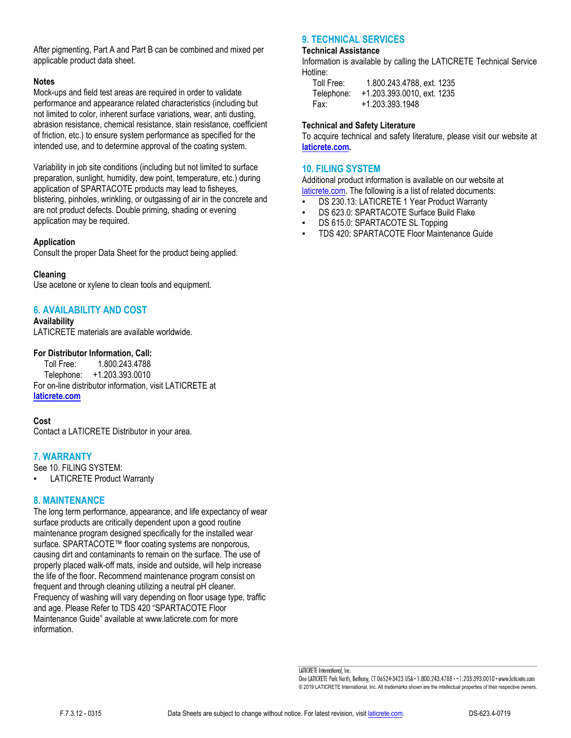After pigmenting, Part A and Part B can be combined and mixed per applicable product data sheet.

### Notes

Mock-ups and field test areas are required in order to validate performance and appearance related characteristics (including but not limited to color, inherent surface variations, wear, anti dusting, abrasion resistance, chemical resistance, stain resistance, coefficient of friction, etc.) to ensure system performance as specified for the intended use, and to determine approval of the coating system.

Variability in job site conditions (including but not limited to surface preparation, sunlight, humidity, dew point, temperature, etc.) during application of SPARTACOTE products may lead to fisheyes, blistering, pinholes, wrinkling, or outgassing of air in the concrete and are not product defects. Double priming, shading or evening application may be required.

### Application

Consult the proper Data Sheet for the product being applied.

### Cleaning

Use acetone or xylene to clean tools and equipment.

## 6. AVAILABILITY AND COST

### Availability

LATICRETE materials are available worldwide.

### For Distributor Information, Call:

Toll Free: 1.800.243.4788
Telephone: +1.203.393.0010

For on-line distributor information, visit LATICRETE at **laticrete.com**

### Cost

Contact a LATICRETE Distributor in your area.

## 7. WARRANTY

See 10. FILING SYSTEM:

- LATICRETE Product Warranty

## 8. MAINTENANCE

The long term performance, appearance, and life expectancy of wear surface products are critically dependent upon a good routine maintenance program designed specifically for the installed wear surface. SPARTACOTE™ floor coating systems are nonporous, causing dirt and contaminants to remain on the surface. The use of properly placed walk-off mats, inside and outside, will help increase the life of the floor. Recommend maintenance program consist on frequent and through cleaning utilizing a neutral pH cleaner. Frequency of washing will vary depending on floor usage type, traffic and age. Please Refer to TDS 420 "SPARTACOTE Floor Maintenance Guide" available at www.laticrete.com for more information.

## 9. TECHNICAL SERVICES

### Technical Assistance

Information is available by calling the LATICRETE Technical Service Hotline:

Toll Free: 1.800.243.4788, ext. 1235
Telephone: +1.203.393.0010, ext. 1235
Fax: +1.203.393.1948

### Technical and Safety Literature

To acquire technical and safety literature, please visit our website at **laticrete.com.**

## 10. FILING SYSTEM

Additional product information is available on our website at laticrete.com. The following is a list of related documents:

- DS 230.13: LATICRETE 1 Year Product Warranty
- DS 623.0: SPARTACOTE Surface Build Flake
- DS 615.0: SPARTACOTE SL Topping
- TDS 420: SPARTACOTE Floor Maintenance Guide

LATICRETE International, Inc.
One LATICRETE Park North, Bethany, CT 06524-3423 USA • 1.800.243.4788 • +1.203.393.0010 • www.laticrete.com
© 2019 LATICRETE International, Inc. All trademarks shown are the intellectual properties of their respective owners.

F.7.3.12 - 0315 Data Sheets are subject to change without notice. For latest revision, visit laticrete.com. DS-623.4-0719